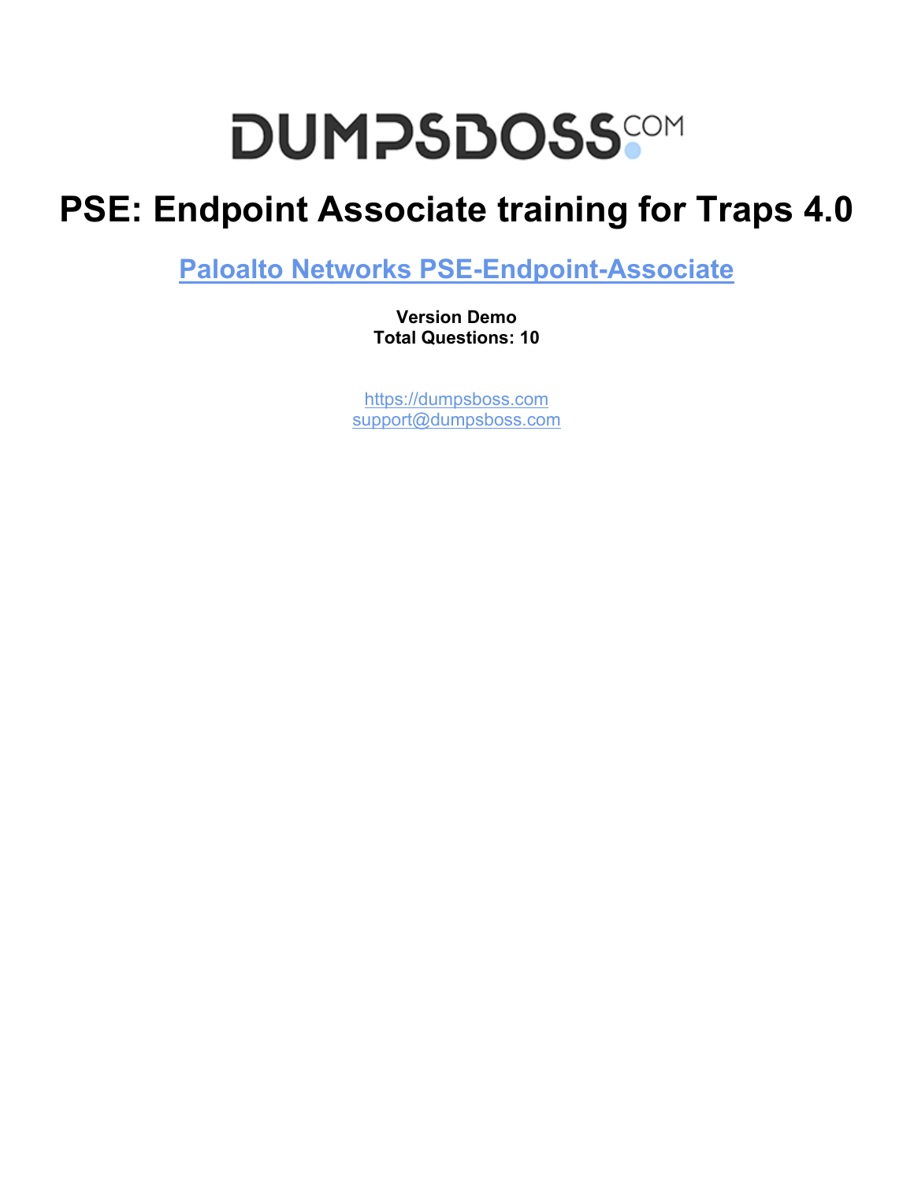# DUMPSBOSS.COM

# PSE: Endpoint Associate training for Traps 4.0

## Paloalto Networks PSE-Endpoint-Associate

**Version Demo**
**Total Questions: 10**

https://dumpsboss.com
support@dumpsboss.com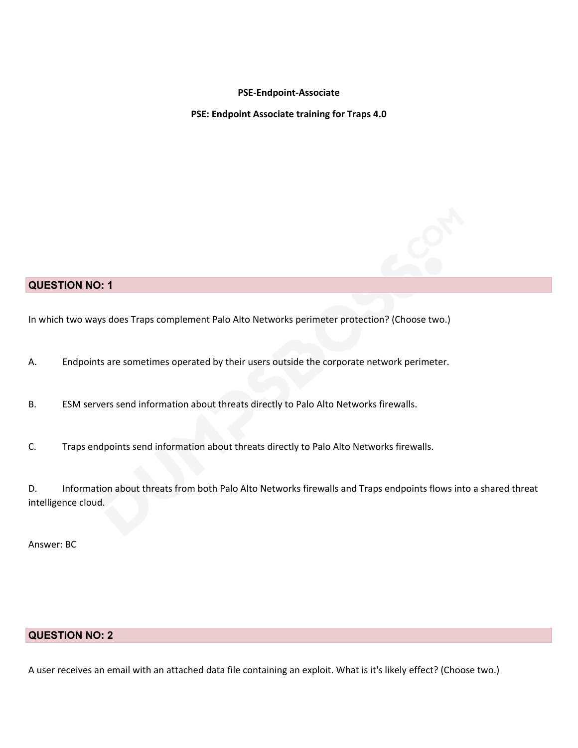**PSE-Endpoint-Associate**

**PSE: Endpoint Associate training for Traps 4.0**

## QUESTION NO: 1

In which two ways does Traps complement Palo Alto Networks perimeter protection? (Choose two.)

A. Endpoints are sometimes operated by their users outside the corporate network perimeter.

B. ESM servers send information about threats directly to Palo Alto Networks firewalls.

C. Traps endpoints send information about threats directly to Palo Alto Networks firewalls.

D. Information about threats from both Palo Alto Networks firewalls and Traps endpoints flows into a shared threat intelligence cloud.

Answer: BC

## QUESTION NO: 2

A user receives an email with an attached data file containing an exploit. What is it's likely effect? (Choose two.)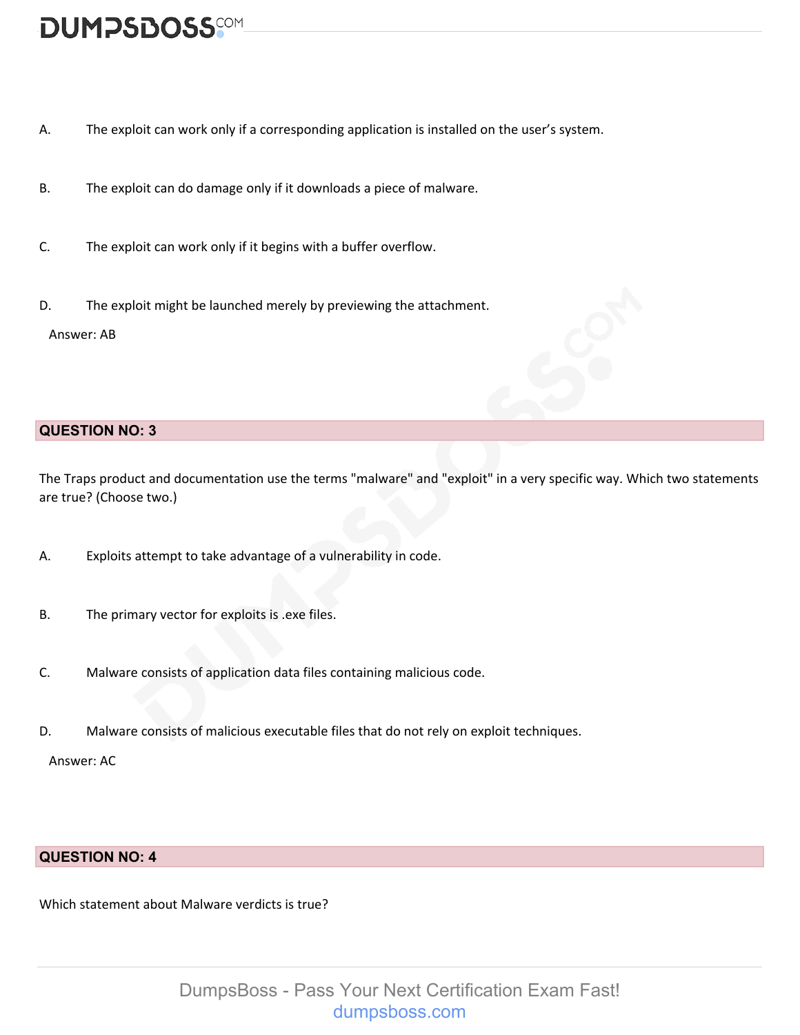A. The exploit can work only if a corresponding application is installed on the user's system.

B. The exploit can do damage only if it downloads a piece of malware.

C. The exploit can work only if it begins with a buffer overflow.

D. The exploit might be launched merely by previewing the attachment.

Answer: AB

## QUESTION NO: 3

The Traps product and documentation use the terms "malware" and "exploit" in a very specific way. Which two statements are true? (Choose two.)

A. Exploits attempt to take advantage of a vulnerability in code.

B. The primary vector for exploits is .exe files.

C. Malware consists of application data files containing malicious code.

D. Malware consists of malicious executable files that do not rely on exploit techniques.

Answer: AC

## QUESTION NO: 4

Which statement about Malware verdicts is true?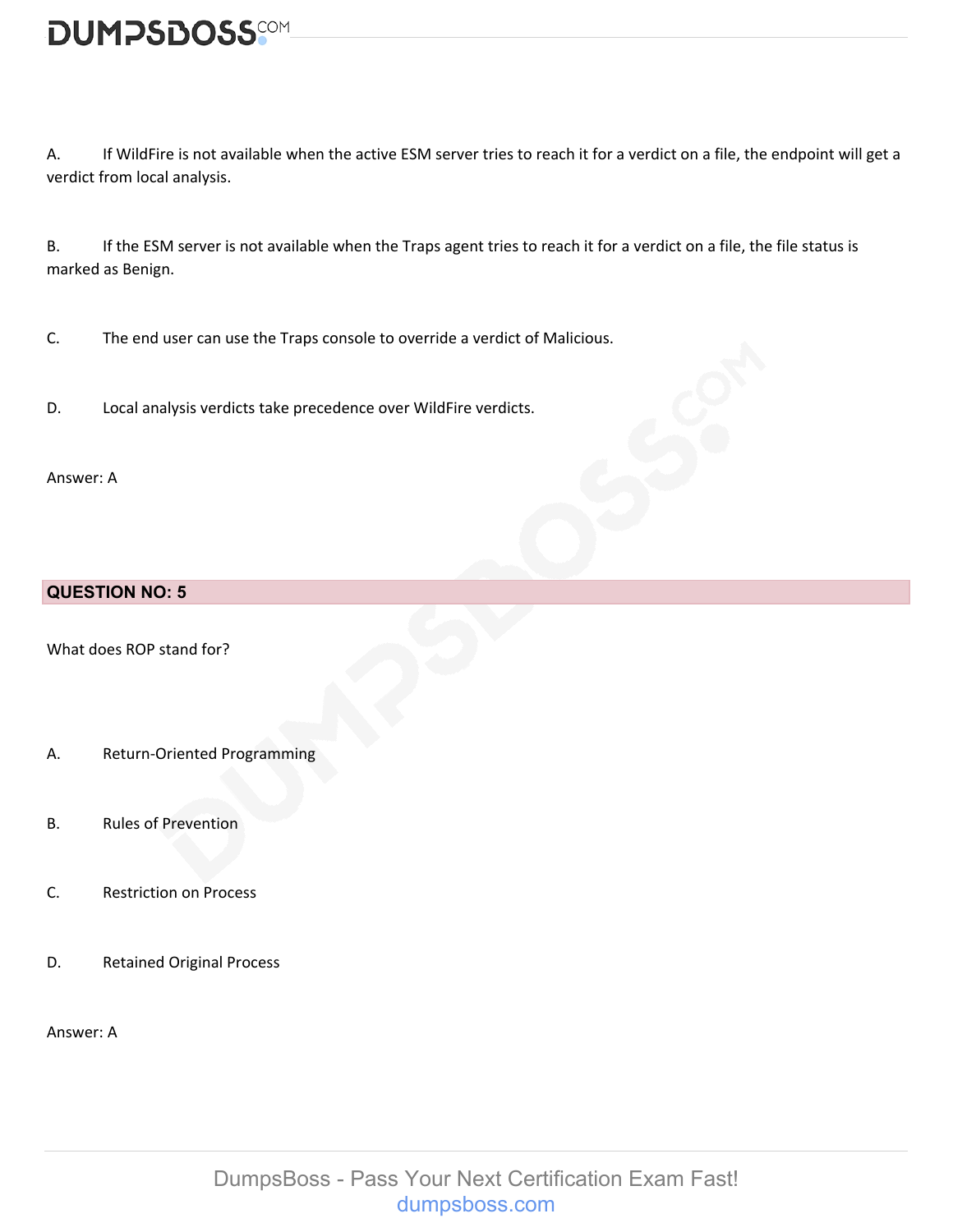A. If WildFire is not available when the active ESM server tries to reach it for a verdict on a file, the endpoint will get a verdict from local analysis.

B. If the ESM server is not available when the Traps agent tries to reach it for a verdict on a file, the file status is marked as Benign.

C. The end user can use the Traps console to override a verdict of Malicious.

D. Local analysis verdicts take precedence over WildFire verdicts.

Answer: A

## QUESTION NO: 5

What does ROP stand for?

A. Return-Oriented Programming

B. Rules of Prevention

C. Restriction on Process

D. Retained Original Process

Answer: A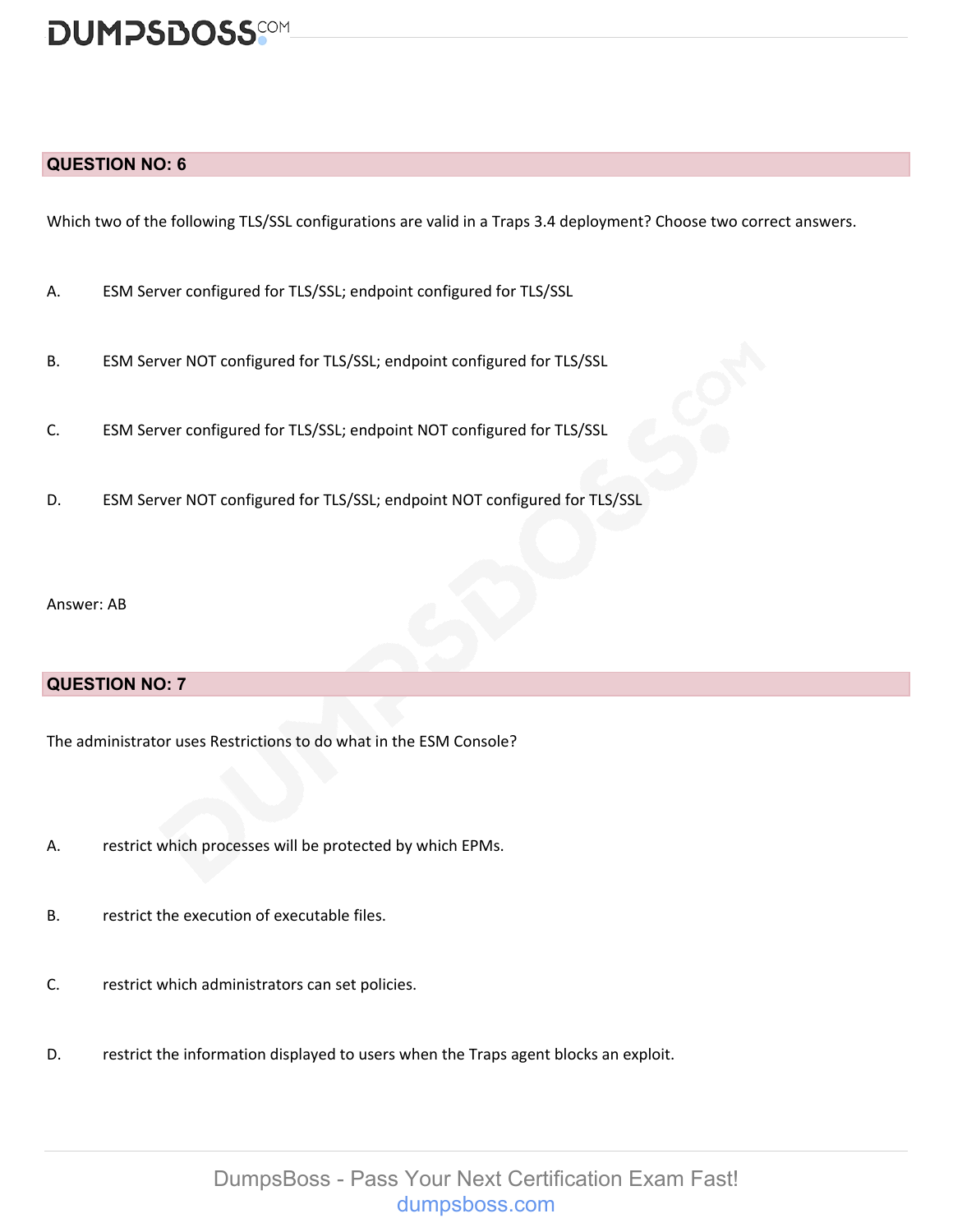## QUESTION NO: 6

Which two of the following TLS/SSL configurations are valid in a Traps 3.4 deployment? Choose two correct answers.

A. ESM Server configured for TLS/SSL; endpoint configured for TLS/SSL

B. ESM Server NOT configured for TLS/SSL; endpoint configured for TLS/SSL

C. ESM Server configured for TLS/SSL; endpoint NOT configured for TLS/SSL

D. ESM Server NOT configured for TLS/SSL; endpoint NOT configured for TLS/SSL

Answer: AB

## QUESTION NO: 7

The administrator uses Restrictions to do what in the ESM Console?

A. restrict which processes will be protected by which EPMs.

B. restrict the execution of executable files.

C. restrict which administrators can set policies.

D. restrict the information displayed to users when the Traps agent blocks an exploit.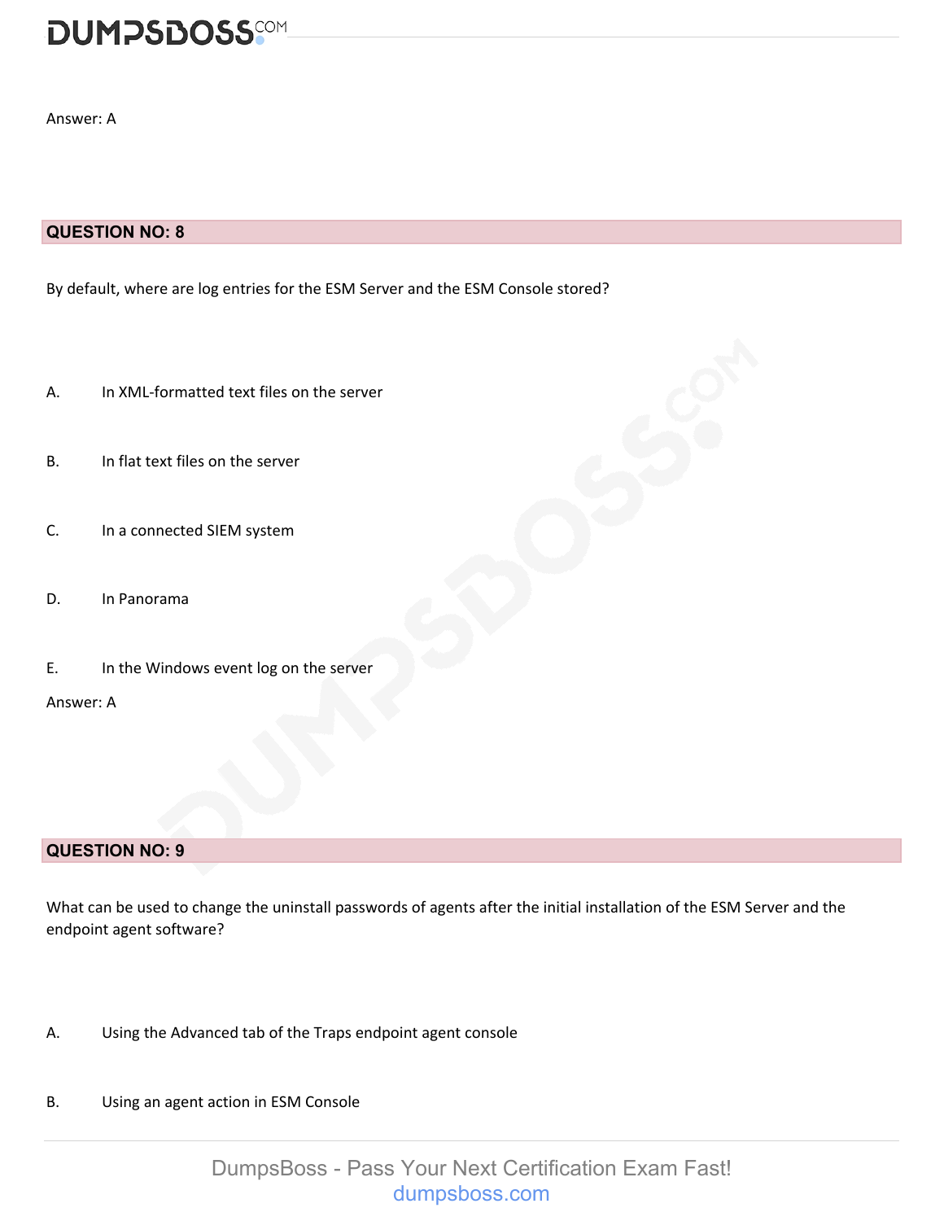Answer: A

## QUESTION NO: 8

By default, where are log entries for the ESM Server and the ESM Console stored?

A. In XML-formatted text files on the server

B. In flat text files on the server

C. In a connected SIEM system

D. In Panorama

E. In the Windows event log on the server

Answer: A

## QUESTION NO: 9

What can be used to change the uninstall passwords of agents after the initial installation of the ESM Server and the endpoint agent software?

A. Using the Advanced tab of the Traps endpoint agent console

B. Using an agent action in ESM Console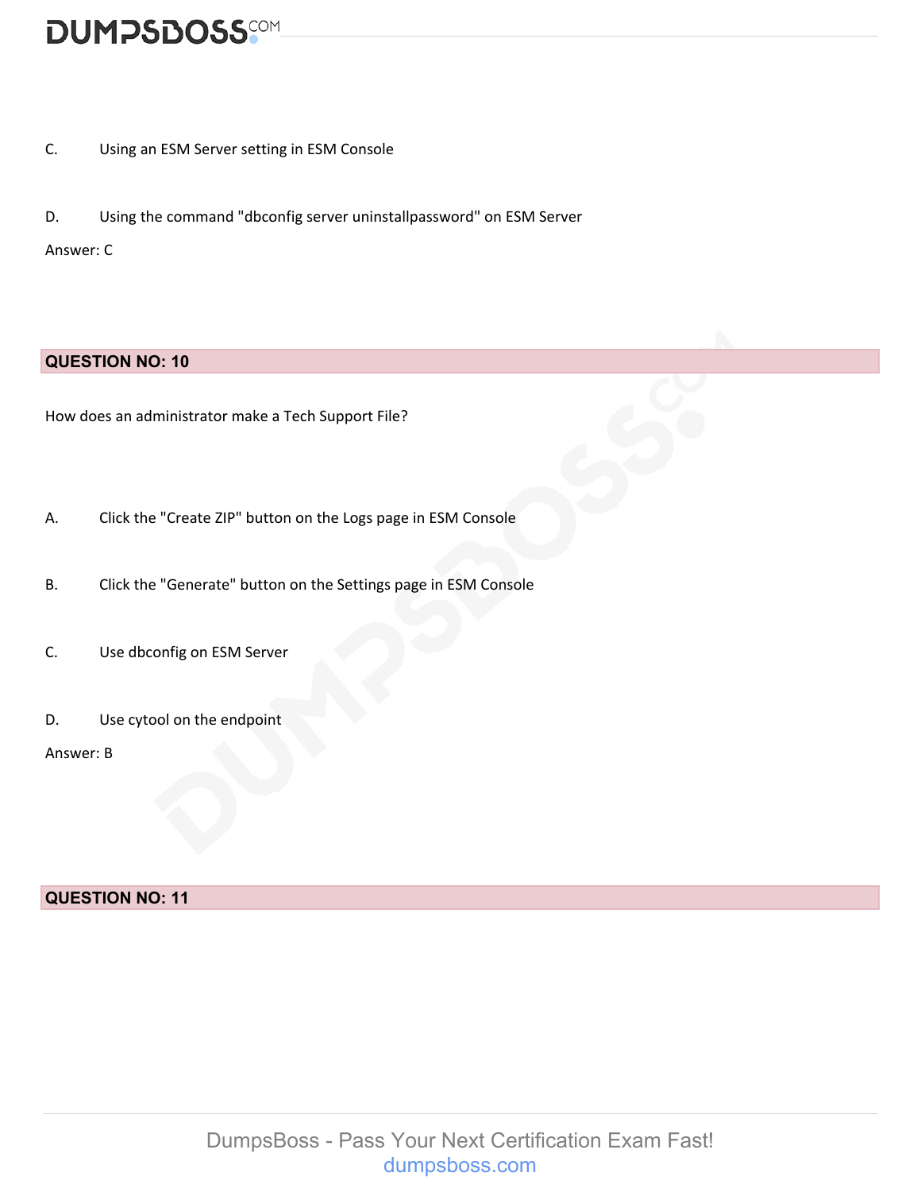C. Using an ESM Server setting in ESM Console

D. Using the command "dbconfig server uninstallpassword" on ESM Server

Answer: C

## QUESTION NO: 10

How does an administrator make a Tech Support File?

A. Click the "Create ZIP" button on the Logs page in ESM Console

B. Click the "Generate" button on the Settings page in ESM Console

C. Use dbconfig on ESM Server

D. Use cytool on the endpoint

Answer: B

## QUESTION NO: 11